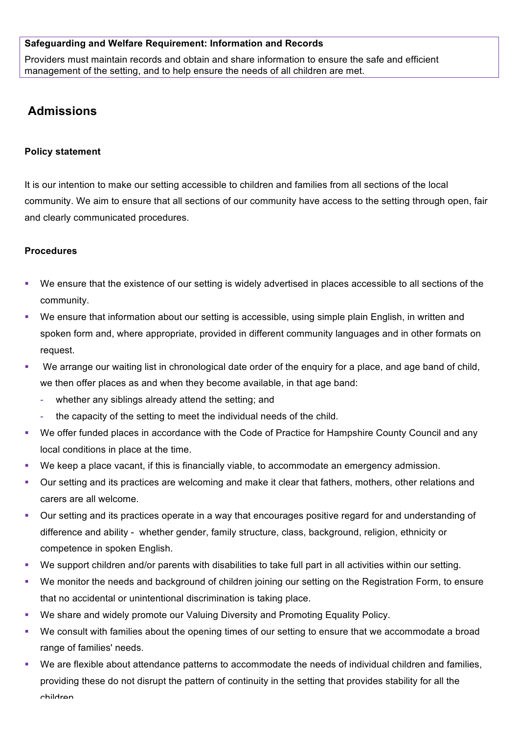**Safeguarding and Welfare Requirement: Information and Records**

Providers must maintain records and obtain and share information to ensure the safe and efficient management of the setting, and to help ensure the needs of all children are met.

## Admissions

### Policy statement

It is our intention to make our setting accessible to children and families from all sections of the local community. We aim to ensure that all sections of our community have access to the setting through open, fair and clearly communicated procedures.

### Procedures

- We ensure that the existence of our setting is widely advertised in places accessible to all sections of the community.
- We ensure that information about our setting is accessible, using simple plain English, in written and spoken form and, where appropriate, provided in different community languages and in other formats on request.
- We arrange our waiting list in chronological date order of the enquiry for a place, and age band of child, we then offer places as and when they become available, in that age band:
  - whether any siblings already attend the setting; and
  - the capacity of the setting to meet the individual needs of the child.
- We offer funded places in accordance with the Code of Practice for Hampshire County Council and any local conditions in place at the time.
- We keep a place vacant, if this is financially viable, to accommodate an emergency admission.
- Our setting and its practices are welcoming and make it clear that fathers, mothers, other relations and carers are all welcome.
- Our setting and its practices operate in a way that encourages positive regard for and understanding of difference and ability - whether gender, family structure, class, background, religion, ethnicity or competence in spoken English.
- We support children and/or parents with disabilities to take full part in all activities within our setting.
- We monitor the needs and background of children joining our setting on the Registration Form, to ensure that no accidental or unintentional discrimination is taking place.
- We share and widely promote our Valuing Diversity and Promoting Equality Policy.
- We consult with families about the opening times of our setting to ensure that we accommodate a broad range of families' needs.
- We are flexible about attendance patterns to accommodate the needs of individual children and families, providing these do not disrupt the pattern of continuity in the setting that provides stability for all the children.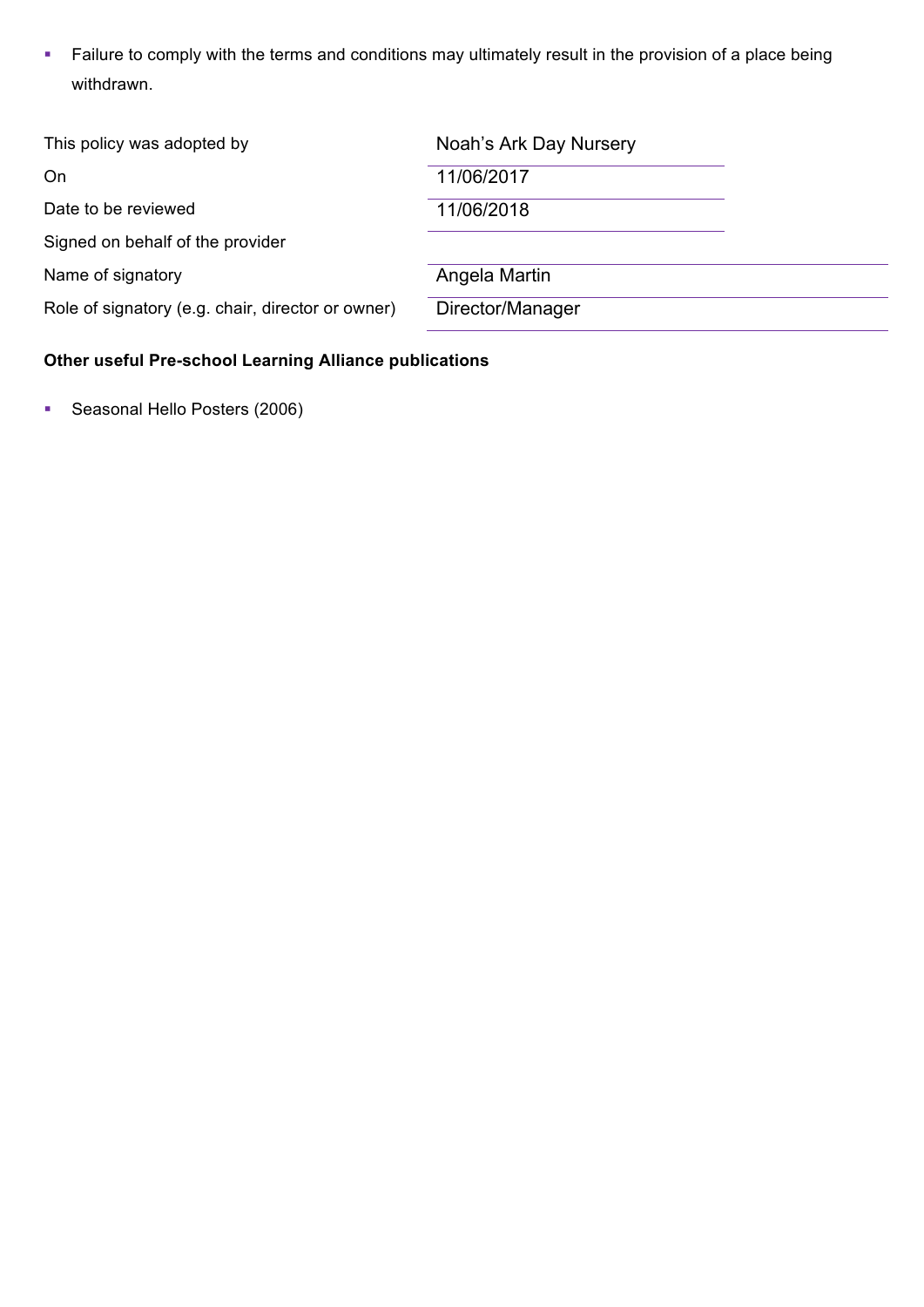- Failure to comply with the terms and conditions may ultimately result in the provision of a place being withdrawn.

| | |
|---|---|
| This policy was adopted by | Noah's Ark Day Nursery |
| On | 11/06/2017 |
| Date to be reviewed | 11/06/2018 |
| Signed on behalf of the provider | |
| Name of signatory | Angela Martin |
| Role of signatory (e.g. chair, director or owner) | Director/Manager |

**Other useful Pre-school Learning Alliance publications**

- Seasonal Hello Posters (2006)